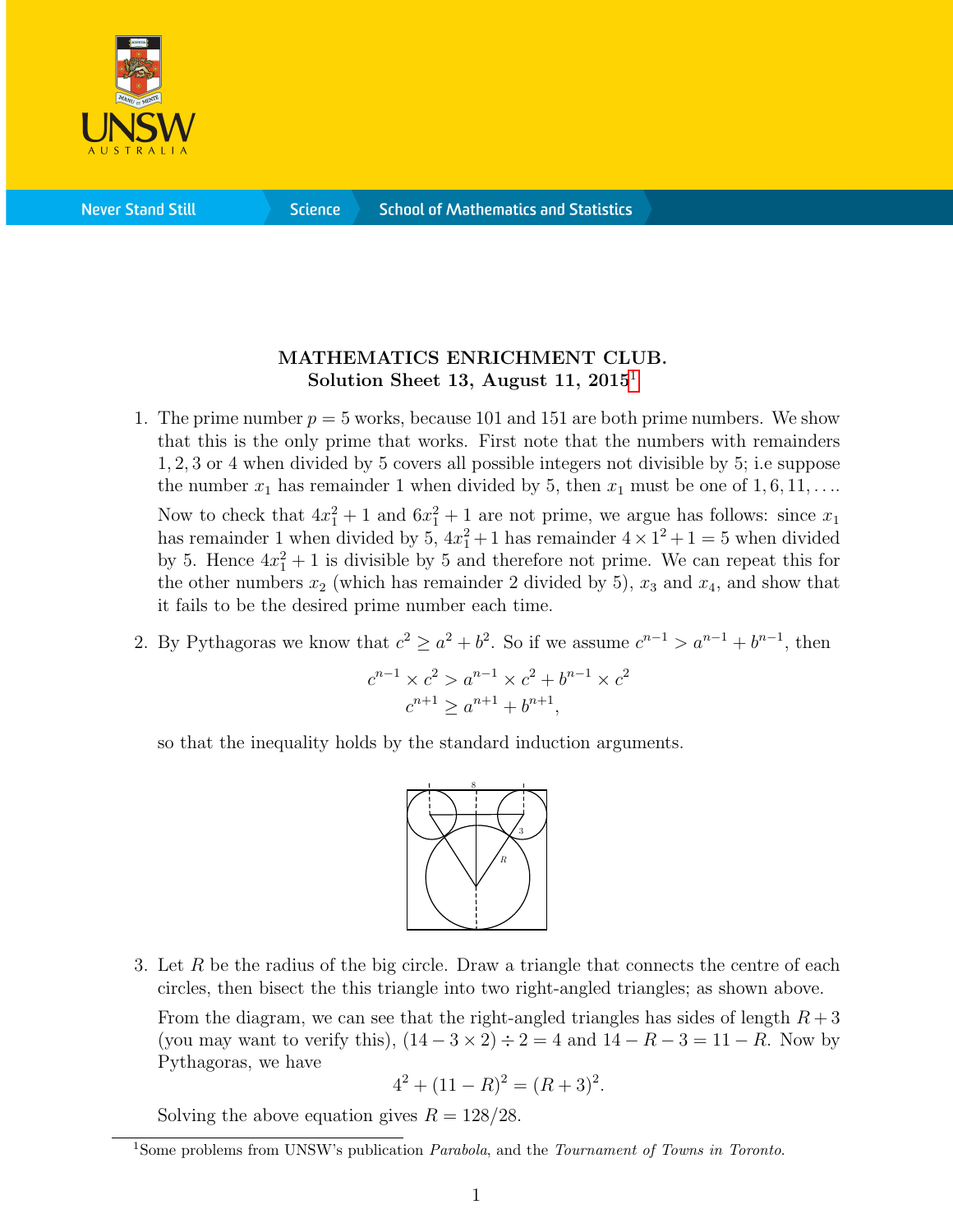**MATHEMATICS ENRICHMENT CLUB.**
**Solution Sheet 13, August 11, 2015**[1]

1. The prime number $p = 5$ works, because 101 and 151 are both prime numbers. We show that this is the only prime that works. First note that the numbers with remainders $1, 2, 3$ or $4$ when divided by 5 covers all possible integers not divisible by 5; i.e suppose the number $x_1$ has remainder 1 when divided by 5, then $x_1$ must be one of $1, 6, 11, \ldots$.

   Now to check that $4x_1^2 + 1$ and $6x_1^2 + 1$ are not prime, we argue has follows: since $x_1$ has remainder 1 when divided by 5, $4x_1^2 + 1$ has remainder $4 \times 1^2 + 1 = 5$ when divided by 5. Hence $4x_1^2 + 1$ is divisible by 5 and therefore not prime. We can repeat this for the other numbers $x_2$ (which has remainder 2 divided by 5), $x_3$ and $x_4$, and show that it fails to be the desired prime number each time.

2. By Pythagoras we know that $c^2 \geq a^2 + b^2$. So if we assume $c^{n-1} > a^{n-1} + b^{n-1}$, then

   $$c^{n-1} \times c^2 > a^{n-1} \times c^2 + b^{n-1} \times c^2$$
   $$c^{n+1} \geq a^{n+1} + b^{n+1},$$

   so that the inequality holds by the standard induction arguments.

3. Let $R$ be the radius of the big circle. Draw a triangle that connects the centre of each circles, then bisect the this triangle into two right-angled triangles; as shown above.

   From the diagram, we can see that the right-angled triangles has sides of length $R + 3$ (you may want to verify this), $(14 - 3 \times 2) \div 2 = 4$ and $14 - R - 3 = 11 - R$. Now by Pythagoras, we have

   $$4^2 + (11 - R)^2 = (R + 3)^2.$$

   Solving the above equation gives $R = 128/28$.

[1] Some problems from UNSW's publication *Parabola*, and the *Tournament of Towns in Toronto*.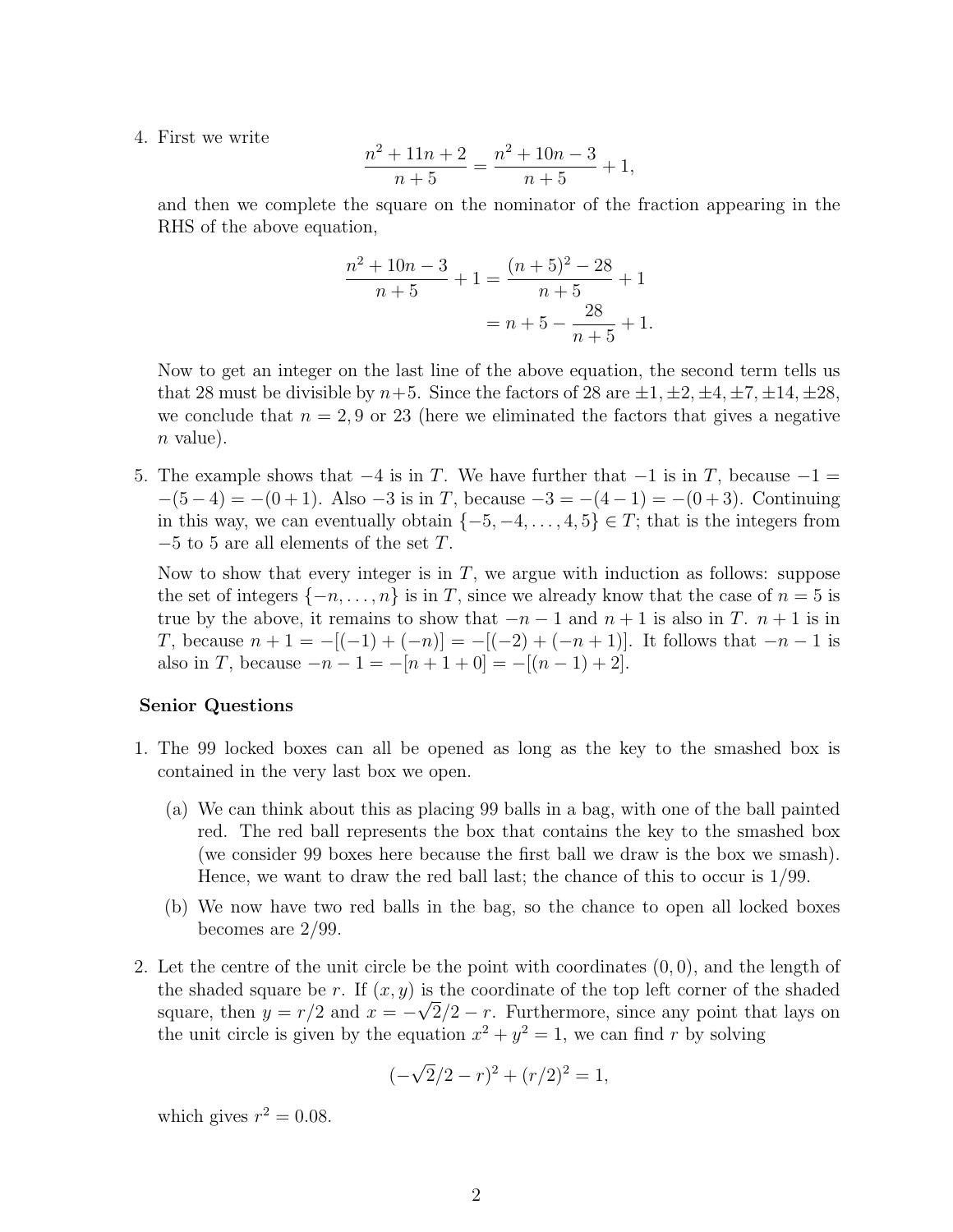4. First we write

$$\frac{n^2+11n+2}{n+5} = \frac{n^2+10n-3}{n+5} + 1,$$

and then we complete the square on the nominator of the fraction appearing in the RHS of the above equation,

$$\begin{aligned}\frac{n^2+10n-3}{n+5} + 1 &= \frac{(n+5)^2-28}{n+5} + 1\\ &= n+5-\frac{28}{n+5}+1.\end{aligned}$$

Now to get an integer on the last line of the above equation, the second term tells us that 28 must be divisible by $n+5$. Since the factors of 28 are $\pm1, \pm2, \pm4, \pm7, \pm14, \pm28$, we conclude that $n = 2, 9$ or 23 (here we eliminated the factors that gives a negative $n$ value).

5. The example shows that $-4$ is in $T$. We have further that $-1$ is in $T$, because $-1 = -(5-4) = -(0+1)$. Also $-3$ is in $T$, because $-3 = -(4-1) = -(0+3)$. Continuing in this way, we can eventually obtain $\{-5, -4, \ldots, 4, 5\} \in T$; that is the integers from $-5$ to 5 are all elements of the set $T$.

   Now to show that every integer is in $T$, we argue with induction as follows: suppose the set of integers $\{-n, \ldots, n\}$ is in $T$, since we already know that the case of $n = 5$ is true by the above, it remains to show that $-n-1$ and $n+1$ is also in $T$. $n+1$ is in $T$, because $n+1 = -[(-1)+(-n)] = -[(-2)+(-n+1)]$. It follows that $-n-1$ is also in $T$, because $-n-1 = -[n+1+0] = -[(n-1)+2]$.

**Senior Questions**

1. The 99 locked boxes can all be opened as long as the key to the smashed box is contained in the very last box we open.

   (a) We can think about this as placing 99 balls in a bag, with one of the ball painted red. The red ball represents the box that contains the key to the smashed box (we consider 99 boxes here because the first ball we draw is the box we smash). Hence, we want to draw the red ball last; the chance of this to occur is 1/99.

   (b) We now have two red balls in the bag, so the chance to open all locked boxes becomes are 2/99.

2. Let the centre of the unit circle be the point with coordinates $(0,0)$, and the length of the shaded square be $r$. If $(x, y)$ is the coordinate of the top left corner of the shaded square, then $y = r/2$ and $x = -\sqrt{2}/2 - r$. Furthermore, since any point that lays on the unit circle is given by the equation $x^2 + y^2 = 1$, we can find $r$ by solving

$$(-\sqrt{2}/2 - r)^2 + (r/2)^2 = 1,$$

which gives $r^2 = 0.08$.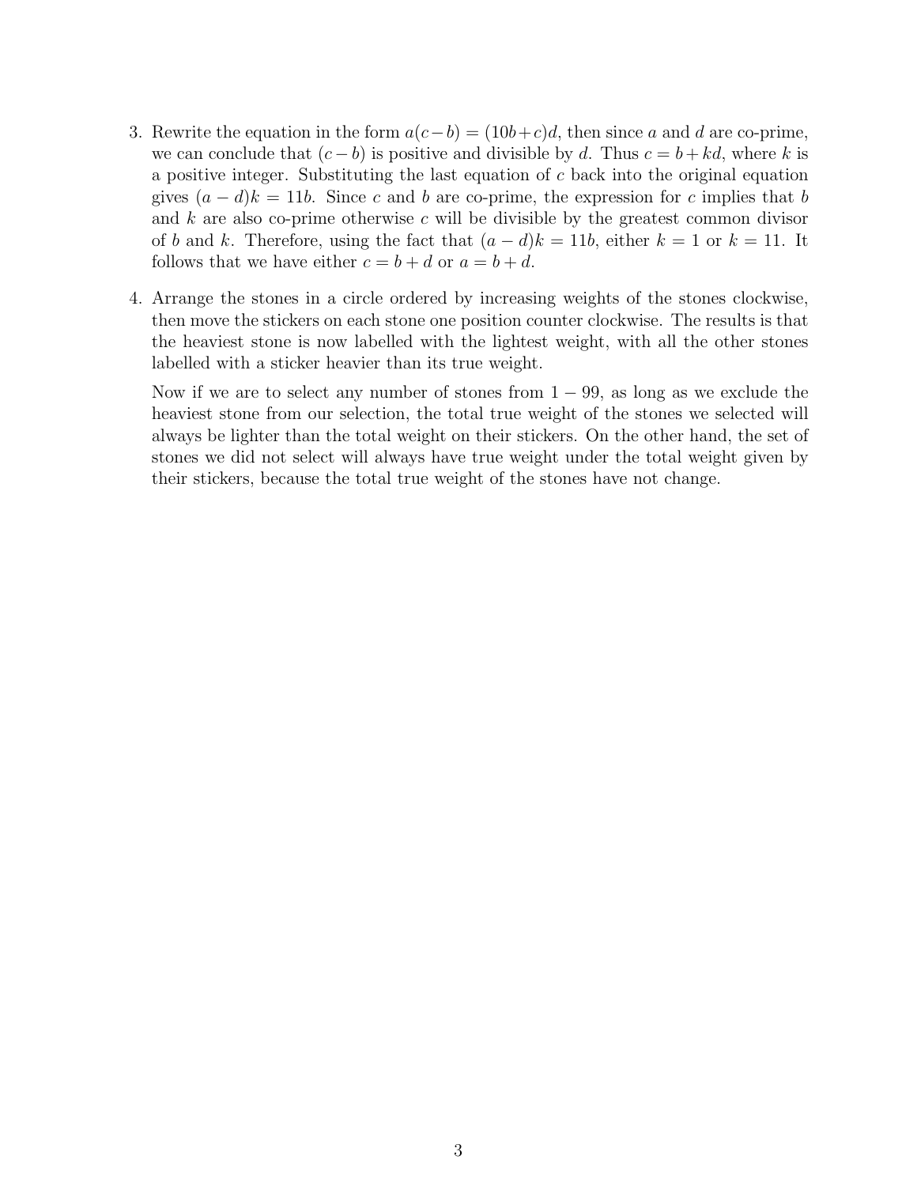3. Rewrite the equation in the form $a(c-b) = (10b+c)d$, then since $a$ and $d$ are co-prime, we can conclude that $(c-b)$ is positive and divisible by $d$. Thus $c = b + kd$, where $k$ is a positive integer. Substituting the last equation of $c$ back into the original equation gives $(a-d)k = 11b$. Since $c$ and $b$ are co-prime, the expression for $c$ implies that $b$ and $k$ are also co-prime otherwise $c$ will be divisible by the greatest common divisor of $b$ and $k$. Therefore, using the fact that $(a-d)k = 11b$, either $k = 1$ or $k = 11$. It follows that we have either $c = b + d$ or $a = b + d$.

4. Arrange the stones in a circle ordered by increasing weights of the stones clockwise, then move the stickers on each stone one position counter clockwise. The results is that the heaviest stone is now labelled with the lightest weight, with all the other stones labelled with a sticker heavier than its true weight.

   Now if we are to select any number of stones from $1-99$, as long as we exclude the heaviest stone from our selection, the total true weight of the stones we selected will always be lighter than the total weight on their stickers. On the other hand, the set of stones we did not select will always have true weight under the total weight given by their stickers, because the total true weight of the stones have not change.